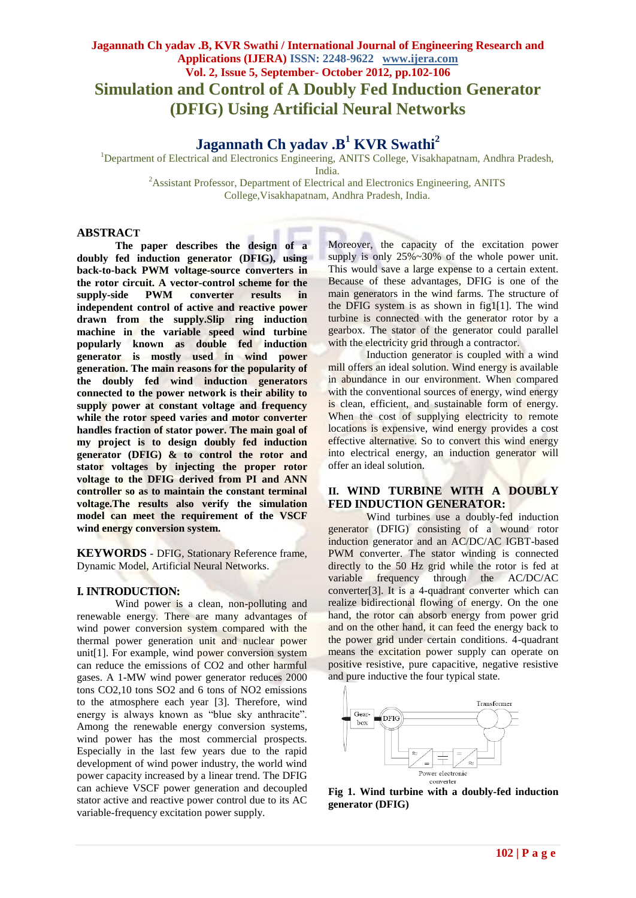# Simulation and Control of A Doubly Fed Induction Generator (DFIG) Using Artificial Neural Networks

**Jagannath Ch yadav .B[1] KVR Swathi[2]**

[1]Department of Electrical and Electronics Engineering, ANITS College, Visakhapatnam, Andhra Pradesh, India.

[2]Assistant Professor, Department of Electrical and Electronics Engineering, ANITS College,Visakhapatnam, Andhra Pradesh, India.

## ABSTRACT

**The paper describes the design of a doubly fed induction generator (DFIG), using back-to-back PWM voltage-source converters in the rotor circuit. A vector-control scheme for the supply-side PWM converter results in independent control of active and reactive power drawn from the supply.Slip ring induction machine in the variable speed wind turbine popularly known as double fed induction generator is mostly used in wind power generation. The main reasons for the popularity of the doubly fed wind induction generators connected to the power network is their ability to supply power at constant voltage and frequency while the rotor speed varies and motor converter handles fraction of stator power. The main goal of my project is to design doubly fed induction generator (DFIG) & to control the rotor and stator voltages by injecting the proper rotor voltage to the DFIG derived from PI and ANN controller so as to maintain the constant terminal voltage.The results also verify the simulation model can meet the requirement of the VSCF wind energy conversion system.**

**KEYWORDS** - DFIG, Stationary Reference frame, Dynamic Model, Artificial Neural Networks.

## I. INTRODUCTION:

Wind power is a clean, non-polluting and renewable energy. There are many advantages of wind power conversion system compared with the thermal power generation unit and nuclear power unit[1]. For example, wind power conversion system can reduce the emissions of CO2 and other harmful gases. A 1-MW wind power generator reduces 2000 tons CO2,10 tons SO2 and 6 tons of NO2 emissions to the atmosphere each year [3]. Therefore, wind energy is always known as "blue sky anthracite". Among the renewable energy conversion systems, wind power has the most commercial prospects. Especially in the last few years due to the rapid development of wind power industry, the world wind power capacity increased by a linear trend. The DFIG can achieve VSCF power generation and decoupled stator active and reactive power control due to its AC variable-frequency excitation power supply. Moreover, the capacity of the excitation power supply is only 25%~30% of the whole power unit. This would save a large expense to a certain extent. Because of these advantages, DFIG is one of the main generators in the wind farms. The structure of the DFIG system is as shown in fig1[1]. The wind turbine is connected with the generator rotor by a gearbox. The stator of the generator could parallel with the electricity grid through a contractor.

Induction generator is coupled with a wind mill offers an ideal solution. Wind energy is available in abundance in our environment. When compared with the conventional sources of energy, wind energy is clean, efficient, and sustainable form of energy. When the cost of supplying electricity to remote locations is expensive, wind energy provides a cost effective alternative. So to convert this wind energy into electrical energy, an induction generator will offer an ideal solution.

## II. WIND TURBINE WITH A DOUBLY FED INDUCTION GENERATOR:

Wind turbines use a doubly-fed induction generator (DFIG) consisting of a wound rotor induction generator and an AC/DC/AC IGBT-based PWM converter. The stator winding is connected directly to the 50 Hz grid while the rotor is fed at variable frequency through the AC/DC/AC converter[3]. It is a 4-quadrant converter which can realize bidirectional flowing of energy. On the one hand, the rotor can absorb energy from power grid and on the other hand, it can feed the energy back to the power grid under certain conditions. 4-quadrant means the excitation power supply can operate on positive resistive, pure capacitive, negative resistive and pure inductive the four typical state.

**Fig 1. Wind turbine with a doubly-fed induction generator (DFIG)**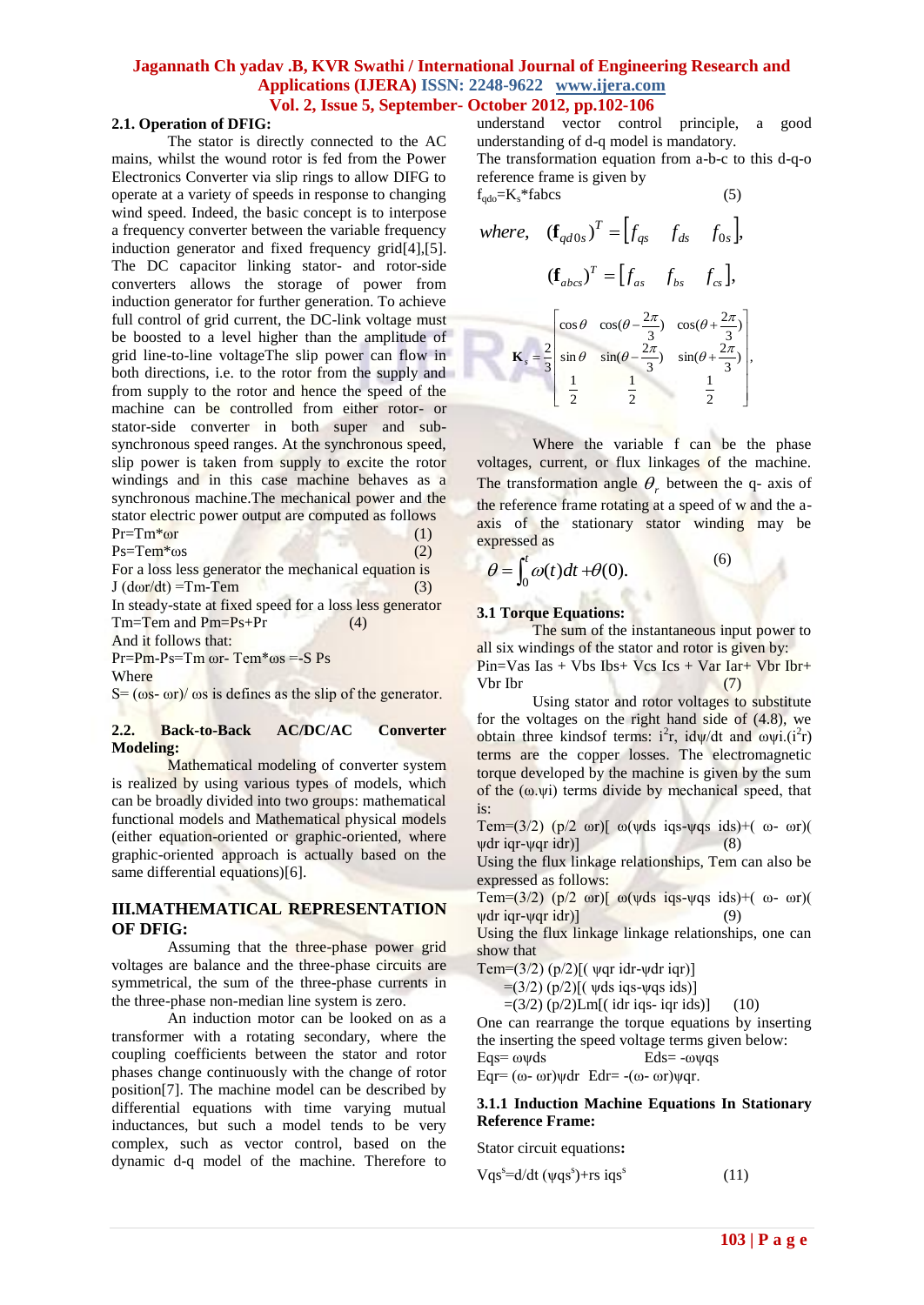### 2.1. Operation of DFIG:

The stator is directly connected to the AC mains, whilst the wound rotor is fed from the Power Electronics Converter via slip rings to allow DIFG to operate at a variety of speeds in response to changing wind speed. Indeed, the basic concept is to interpose a frequency converter between the variable frequency induction generator and fixed frequency grid[4],[5]. The DC capacitor linking stator- and rotor-side converters allows the storage of power from induction generator for further generation. To achieve full control of grid current, the DC-link voltage must be boosted to a level higher than the amplitude of grid line-to-line voltageThe slip power can flow in both directions, i.e. to the rotor from the supply and from supply to the rotor and hence the speed of the machine can be controlled from either rotor- or stator-side converter in both super and sub-synchronous speed ranges. At the synchronous speed, slip power is taken from supply to excite the rotor windings and in this case machine behaves as a synchronous machine.The mechanical power and the stator electric power output are computed as follows

$Pr=Tm*\omega r$ (1)

$Ps=Tem*\omega s$ (2)

For a loss less generator the mechanical equation is

$J\ (d\omega r/dt) = Tm-Tem$ (3)

In steady-state at fixed speed for a loss less generator

$Tm=Tem$ and $Pm=Ps+Pr$ (4)

And it follows that:

$Pr=Pm-Ps=Tm\ \omega r- Tem*\omega s = -S\ Ps$

Where

$S= (\omega s- \omega r)/\ \omega s$ is defines as the slip of the generator.

### 2.2. Back-to-Back AC/DC/AC Converter Modeling:

Mathematical modeling of converter system is realized by using various types of models, which can be broadly divided into two groups: mathematical functional models and Mathematical physical models (either equation-oriented or graphic-oriented, where graphic-oriented approach is actually based on the same differential equations)[6].

## III.MATHEMATICAL REPRESENTATION OF DFIG:

Assuming that the three-phase power grid voltages are balance and the three-phase circuits are symmetrical, the sum of the three-phase currents in the three-phase non-median line system is zero.

An induction motor can be looked on as a transformer with a rotating secondary, where the coupling coefficients between the stator and rotor phases change continuously with the change of rotor position[7]. The machine model can be described by differential equations with time varying mutual inductances, but such a model tends to be very complex, such as vector control, based on the dynamic d-q model of the machine. Therefore to understand vector control principle, a good understanding of d-q model is mandatory.

The transformation equation from a-b-c to this d-q-o reference frame is given by

$f_{qdo}=K_s*f_{abcs}$ (5)

$$where,\quad (\mathbf{f}_{qd0s})^T = \begin{bmatrix} f_{qs} & f_{ds} & f_{0s} \end{bmatrix},$$

$$(\mathbf{f}_{abcs})^T = \begin{bmatrix} f_{as} & f_{bs} & f_{cs} \end{bmatrix},$$

$$\mathbf{K}_s = \frac{2}{3}\begin{bmatrix} \cos\theta & \cos(\theta - \frac{2\pi}{3}) & \cos(\theta + \frac{2\pi}{3}) \\ \sin\theta & \sin(\theta - \frac{2\pi}{3}) & \sin(\theta + \frac{2\pi}{3}) \\ \frac{1}{2} & \frac{1}{2} & \frac{1}{2} \end{bmatrix},$$

Where the variable f can be the phase voltages, current, or flux linkages of the machine. The transformation angle $\theta_r$ between the q- axis of the reference frame rotating at a speed of w and the a-axis of the stationary stator winding may be expressed as

$$\theta = \int_0^t \omega(t)dt + \theta(0). \quad (6)$$

### 3.1 Torque Equations:

The sum of the instantaneous input power to all six windings of the stator and rotor is given by:

$Pin=Vas\ Ias + Vbs\ Ibs+ Vcs\ Ics + Var\ Iar+ Vbr\ Ibr+ Vbr\ Ibr$ (7)

Using stator and rotor voltages to substitute for the voltages on the right hand side of (4.8), we obtain three kindsof terms: $i^2r$, $id\psi/dt$ and $\omega\psi i.(i^2r)$ terms are the copper losses. The electromagnetic torque developed by the machine is given by the sum of the $(\omega.\psi i)$ terms divide by mechanical speed, that is:

$Tem=(3/2)\ (p/2\ \omega r)[\ \omega(\psi ds\ iqs-\psi qs\ ids)+(\ \omega- \omega r)(\psi dr\ iqr-\psi qr\ idr)]$ (8)

Using the flux linkage relationships, Tem can also be expressed as follows:

$Tem=(3/2)\ (p/2\ \omega r)[\ \omega(\psi ds\ iqs-\psi qs\ ids)+(\ \omega- \omega r)(\psi dr\ iqr-\psi qr\ idr)]$ (9)

Using the flux linkage linkage relationships, one can show that

$Tem=(3/2)\ (p/2)[(\ \psi qr\ idr-\psi dr\ iqr)]$

$=(3/2)\ (p/2)[(\ \psi ds\ iqs-\psi qs\ ids)]$

$=(3/2)\ (p/2)Lm[(\ idr\ iqs- iqr\ ids)]$ (10)

One can rearrange the torque equations by inserting the inserting the speed voltage terms given below:

$Eqs= \omega\psi ds$ $\quad$ $Eds= -\omega\psi qs$

$Eqr= (\omega- \omega r)\psi dr$ $\quad$ $Edr= -(\omega- \omega r)\psi qr.$

#### 3.1.1 Induction Machine Equations In Stationary Reference Frame:

**Stator circuit equations:**

$Vqs^s=d/dt\ (\psi qs^s)+rs\ iqs^s$ (11)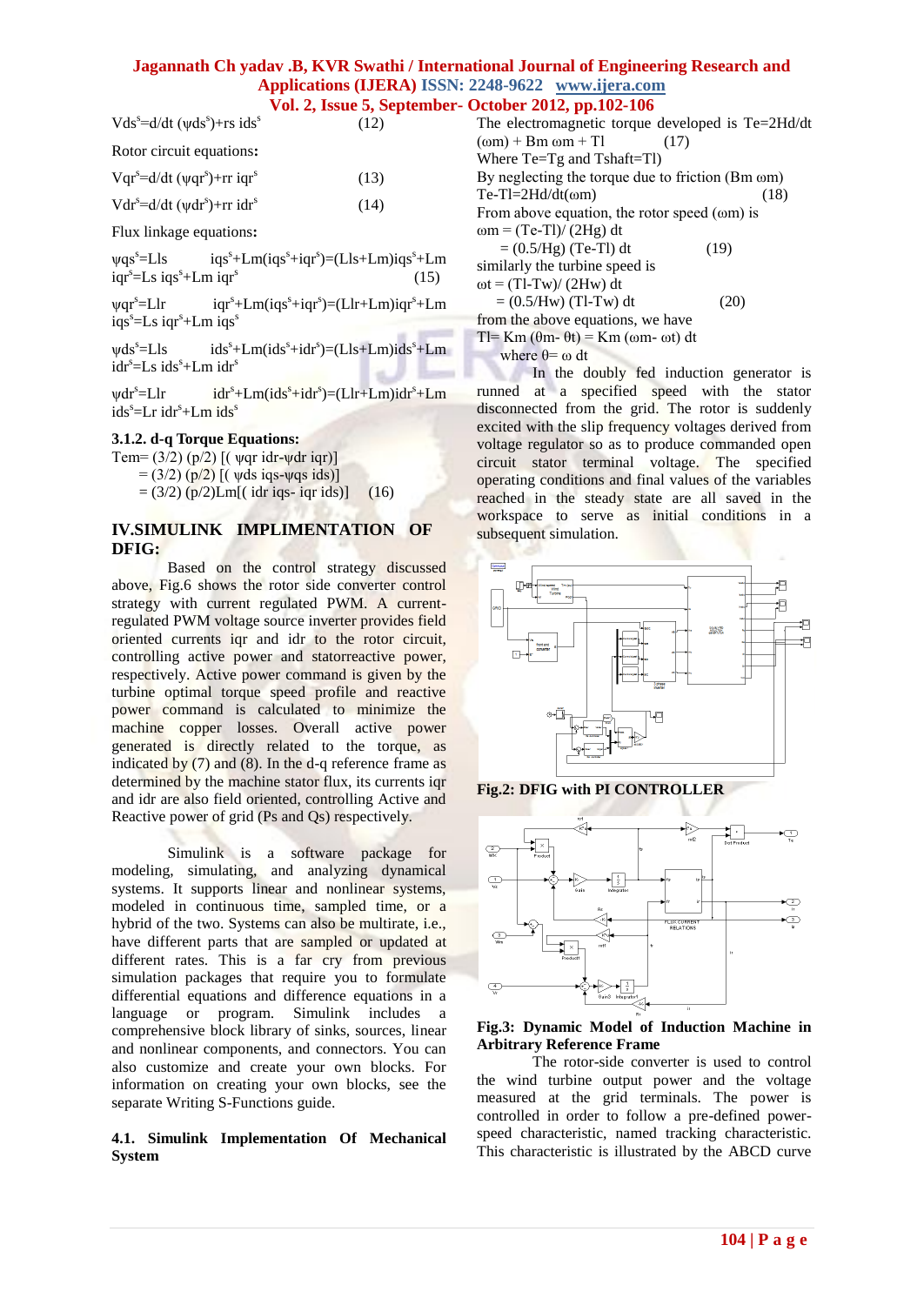$Vds^s = d/dt\ (\psi ds^s) + rs\ ids^s$ (12)

Rotor circuit equations:

$Vqr^s = d/dt\ (\psi qr^s) + rr\ iqr^s$ (13)

$Vdr^s = d/dt\ (\psi dr^s) + rr\ idr^s$ (14)

Flux linkage equations:

$\psi qs^s = Lls\ iqs^s + Lm(iqs^s + iqr^s) = (Lls + Lm)iqs^s + Lm\ iqr^s = Ls\ iqs^s + Lm\ iqr^s$ (15)

$\psi qr^s = Llr\ iqr^s + Lm(iqs^s + iqr^s) = (Llr + Lm)iqr^s + Lm\ iqs^s = Ls\ iqr^s + Lm\ iqs^s$

$\psi ds^s = Lls\ ids^s + Lm(ids^s + idr^s) = (Lls + Lm)ids^s + Lm\ idr^s = Ls\ ids^s + Lm\ idr^s$

$\psi dr^s = Llr\ idr^s + Lm(ids^s + idr^s) = (Llr + Lm)idr^s + Lm\ ids^s = Lr\ idr^s + Lm\ ids^s$

### 3.1.2. d-q Torque Equations:

$Tem = (3/2)\ (p/2)\ [(\ \psi qr\ idr - \psi dr\ iqr)]$

$= (3/2)\ (p/2)\ [(\ \psi ds\ iqs - \psi qs\ ids)]$

$= (3/2)\ (p/2) Lm[(\ idr\ iqs - iqr\ ids)]$ (16)

## IV. SIMULINK IMPLIMENTATION OF DFIG:

Based on the control strategy discussed above, Fig.6 shows the rotor side converter control strategy with current regulated PWM. A current-regulated PWM voltage source inverter provides field oriented currents iqr and idr to the rotor circuit, controlling active power and statorreactive power, respectively. Active power command is given by the turbine optimal torque speed profile and reactive power command is calculated to minimize the machine copper losses. Overall active power generated is directly related to the torque, as indicated by (7) and (8). In the d-q reference frame as determined by the machine stator flux, its currents iqr and idr are also field oriented, controlling Active and Reactive power of grid (Ps and Qs) respectively.

Simulink is a software package for modeling, simulating, and analyzing dynamical systems. It supports linear and nonlinear systems, modeled in continuous time, sampled time, or a hybrid of the two. Systems can also be multirate, i.e., have different parts that are sampled or updated at different rates. This is a far cry from previous simulation packages that require you to formulate differential equations and difference equations in a language or program. Simulink includes a comprehensive block library of sinks, sources, linear and nonlinear components, and connectors. You can also customize and create your own blocks. For information on creating your own blocks, see the separate Writing S-Functions guide.

### 4.1. Simulink Implementation Of Mechanical System

The electromagnetic torque developed is $Te = 2Hd/dt\ (\omega m) + Bm\ \omega m + Tl$ (17)

Where Te=Tg and Tshaft=Tl)

By neglecting the torque due to friction (Bm ωm)

$Te - Tl = 2Hd/dt(\omega m)$ (18)

From above equation, the rotor speed (ωm) is

$\omega m = (Te - Tl)/\ (2Hg)\ dt$

$= (0.5/Hg)\ (Te - Tl)\ dt$ (19)

similarly the turbine speed is

$\omega t = (Tl - Tw)/\ (2Hw)\ dt$

$= (0.5/Hw)\ (Tl - Tw)\ dt$ (20)

from the above equations, we have

$Tl = Km\ (\theta m - \theta t) = Km\ (\omega m - \omega t)\ dt$

where $\theta = \omega\ dt$

In the doubly fed induction generator is runned at a specified speed with the stator disconnected from the grid. The rotor is suddenly excited with the slip frequency voltages derived from voltage regulator so as to produce commanded open circuit stator terminal voltage. The specified operating conditions and final values of the variables reached in the steady state are all saved in the workspace to serve as initial conditions in a subsequent simulation.

**Fig.2: DFIG with PI CONTROLLER**

**Fig.3: Dynamic Model of Induction Machine in Arbitrary Reference Frame**

The rotor-side converter is used to control the wind turbine output power and the voltage measured at the grid terminals. The power is controlled in order to follow a pre-defined power-speed characteristic, named tracking characteristic. This characteristic is illustrated by the ABCD curve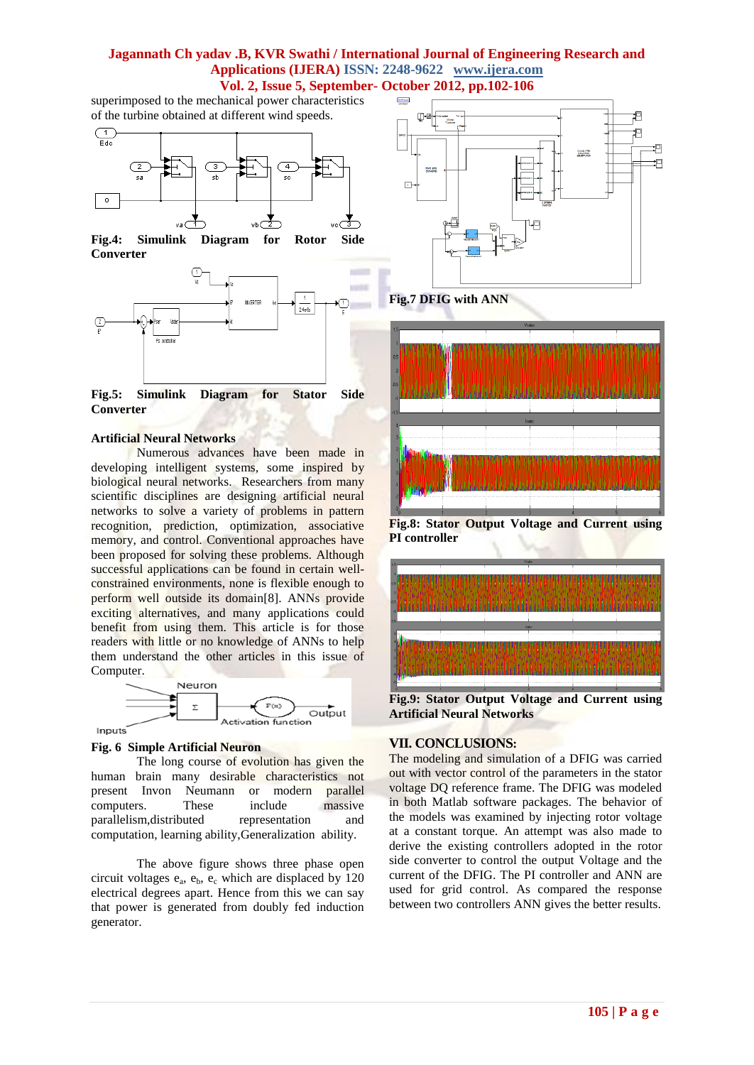superimposed to the mechanical power characteristics of the turbine obtained at different wind speeds.

1
Edc
2
sa
3
sb
4
sc
0
va 1
vb 2
vc 3

**Fig.4: Simulink Diagram for Rotor Side Converter**

1
Vi
2
P
INVERTER
PI controller
1/(24e6s)
1
E

**Fig.5: Simulink Diagram for Stator Side Converter**

### Artificial Neural Networks

Numerous advances have been made in developing intelligent systems, some inspired by biological neural networks. Researchers from many scientific disciplines are designing artificial neural networks to solve a variety of problems in pattern recognition, prediction, optimization, associative memory, and control. Conventional approaches have been proposed for solving these problems. Although successful applications can be found in certain well-constrained environments, none is flexible enough to perform well outside its domain[8]. ANNs provide exciting alternatives, and many applications could benefit from using them. This article is for those readers with little or no knowledge of ANNs to help them understand the other articles in this issue of Computer.

Neuron
Σ
F(x)
Output
Activation function
Inputs

**Fig. 6 Simple Artificial Neuron**

The long course of evolution has given the human brain many desirable characteristics not present Invon Neumann or modern parallel computers. These include massive parallelism,distributed representation and computation, learning ability,Generalization ability.

The above figure shows three phase open circuit voltages $e_a$, $e_b$, $e_c$ which are displaced by 120 electrical degrees apart. Hence from this we can say that power is generated from doubly fed induction generator.

**Fig.7 DFIG with ANN**

Vsabc
Isabc
0 1 2 3 4 5 6

**Fig.8: Stator Output Voltage and Current using PI controller**

Vsabc
Isabc

**Fig.9: Stator Output Voltage and Current using Artificial Neural Networks**

## VII. CONCLUSIONS:

The modeling and simulation of a DFIG was carried out with vector control of the parameters in the stator voltage DQ reference frame. The DFIG was modeled in both Matlab software packages. The behavior of the models was examined by injecting rotor voltage at a constant torque. An attempt was also made to derive the existing controllers adopted in the rotor side converter to control the output Voltage and the current of the DFIG. The PI controller and ANN are used for grid control. As compared the response between two controllers ANN gives the better results.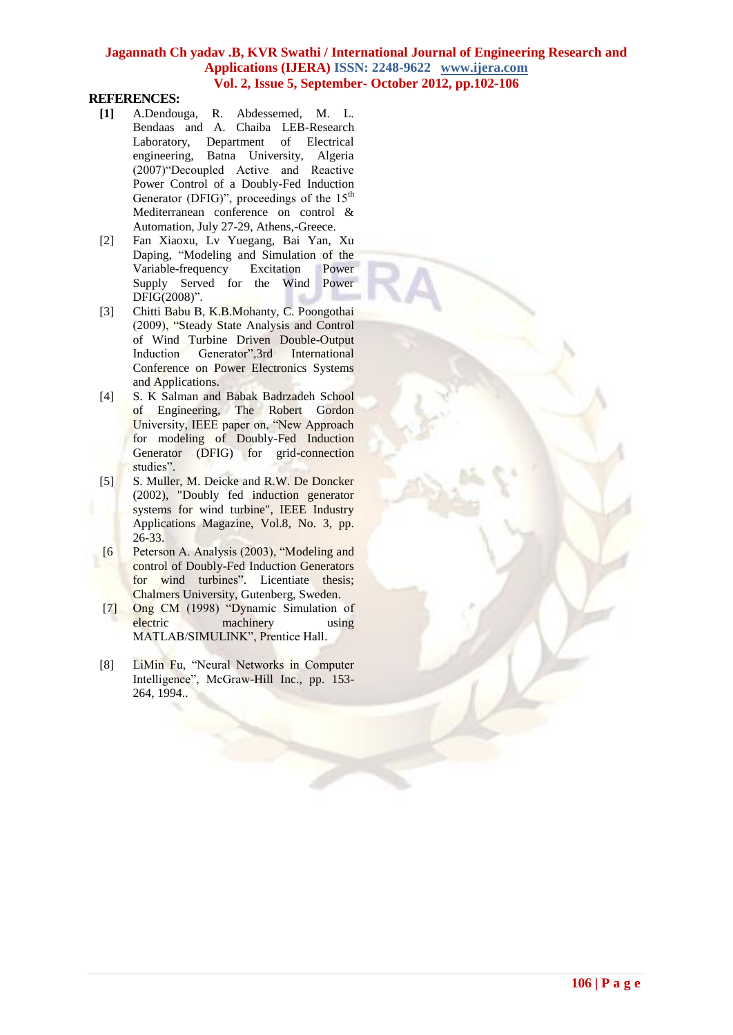## REFERENCES:

**[1]** A.Dendouga, R. Abdessemed, M. L. Bendaas and A. Chaiba LEB-Research Laboratory, Department of Electrical engineering, Batna University, Algeria (2007)"Decoupled Active and Reactive Power Control of a Doubly-Fed Induction Generator (DFIG)", proceedings of the 15th Mediterranean conference on control & Automation, July 27-29, Athens,-Greece.

[2] Fan Xiaoxu, Lv Yuegang, Bai Yan, Xu Daping, "Modeling and Simulation of the Variable-frequency Excitation Power Supply Served for the Wind Power DFIG(2008)".

[3] Chitti Babu B, K.B.Mohanty, C. Poongothai (2009), "Steady State Analysis and Control of Wind Turbine Driven Double-Output Induction Generator",3rd International Conference on Power Electronics Systems and Applications.

[4] S. K Salman and Babak Badrzadeh School of Engineering, The Robert Gordon University, IEEE paper on, "New Approach for modeling of Doubly-Fed Induction Generator (DFIG) for grid-connection studies".

[5] S. Muller, M. Deicke and R.W. De Doncker (2002), "Doubly fed induction generator systems for wind turbine", IEEE Industry Applications Magazine, Vol.8, No. 3, pp. 26-33.

[6 Peterson A. Analysis (2003), "Modeling and control of Doubly-Fed Induction Generators for wind turbines". Licentiate thesis; Chalmers University, Gutenberg, Sweden.

[7] Ong CM (1998) "Dynamic Simulation of electric machinery using MATLAB/SIMULINK", Prentice Hall.

[8] LiMin Fu, "Neural Networks in Computer Intelligence", McGraw-Hill Inc., pp. 153-264, 1994..